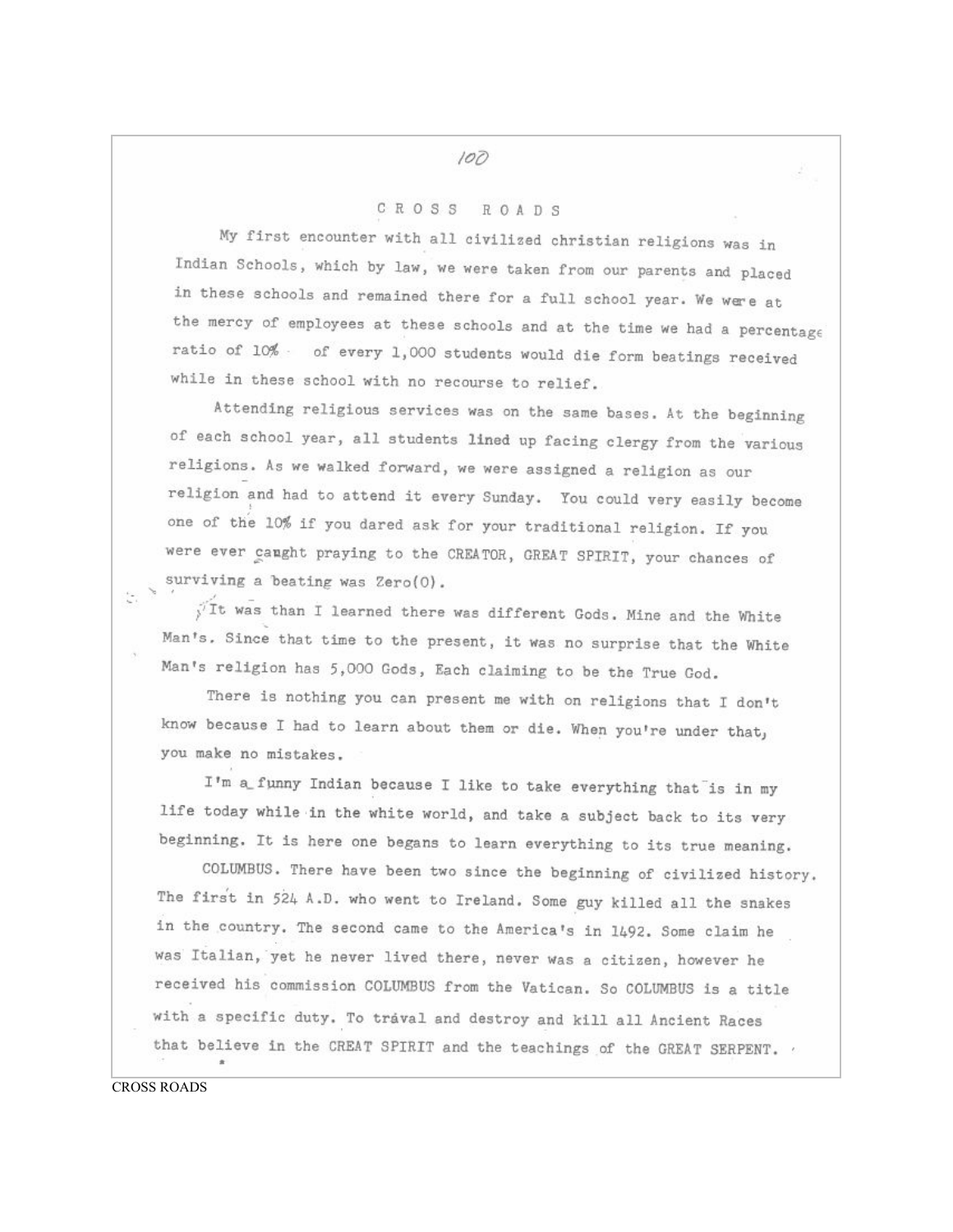# CROSS ROADS

My first encounter with all civilized christian religions was in Indian Schools, which by law, we were taken from our parents and placed in these schools and remained there for a full school year. We were at the mercy of employees at these schools and at the time we had a percentage ratio of 10% of every 1,000 students would die form beatings received while in these school with no recourse to relief.

Attending religious services was on the same bases. At the beginning of each school year, all students lined up facing clergy from the various religions. As we walked forward, we were assigned a religion as our religion and had to attend it every Sunday. You could very easily become one of the 10% if you dared ask for your traditional religion. If you were ever caught praying to the CREATOR, GREAT SPIRIT, your chances of surviving a beating was Zero(0).

It was than I learned there was different Gods. Mine and the White Man's. Since that time to the present, it was no surprise that the White Man's religion has 5,000 Gods, Each claiming to be the True God.

There is nothing you can present me with on religions that I don't know because I had to learn about them or die. When you're under that, you make no mistakes.

I'm a funny Indian because I like to take everything that is in my life today while in the white world, and take a subject back to its very beginning. It is here one begans to learn everything to its true meaning.

COLUMBUS. There have been two since the beginning of civilized history. The first in 524 A.D. who went to Ireland. Some guy killed all the snakes in the country. The second came to the America's in 1492. Some claim he was Italian, yet he never lived there, never was a citizen, however he received his commission COLUMBUS from the Vatican. So COLUMBUS is a title with a specific duty. To trával and destroy and kill all Ancient Races that believe in the CREAT SPIRIT and the teachings of the GREAT SERPENT.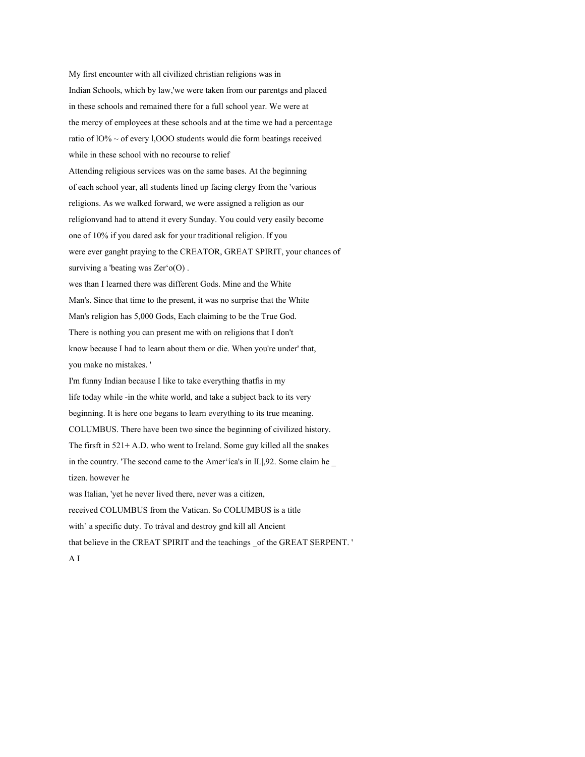My first encounter with all civilized christian religions was in Indian Schools, which by law,'we were taken from our parentgs and placed in these schools and remained there for a full school year. We were at the mercy of employees at these schools and at the time we had a percentage ratio of lO% ~ of every l,OOO students would die form beatings received while in these school with no recourse to relief

Attending religious services was on the same bases. At the beginning of each school year, all students lined up facing clergy from the 'various religions. As we walked forward, we were assigned a religion as our relígíonvand had to attend it every Sunday. You could very easily become one of 10% if you dared ask for your traditional religion. If you were ever ganght praying to the CREATOR, GREAT SPIRIT, your chances of surviving a 'beating was Zer'o(O) .

wes than I learned there was different Gods. Mine and the White Man's. Since that time to the present, it was no surprise that the White Man's religion has 5,000 Gods, Each claiming to be the True God. There is nothing you can present me with on religions that I don't know because I had to learn about them or die. When you're under' that, you make no mistakes. '

I'm funny Indian because I like to take everything thatfis in my life today while -in the white world, and take a subject back to its very beginning. It is here one begans to learn everything to its true meaning.

COLUMBUS. There have been two since the beginning of civilized history. The firsft in 521+ A.D. who went to Ireland. Some guy killed all the snakes in the country. 'The second came to the Amer'íca's in lL|,92. Some claim he _ tizen. however he was Italian, 'yet he never lived there, never was a citizen, received COLUMBUS from the Vatican. So COLUMBUS is a title with` a specific duty. To trával and destroy gnd kill all Ancient that believe in the CREAT SPIRIT and the teachings _of the GREAT SERPENT. '

A I